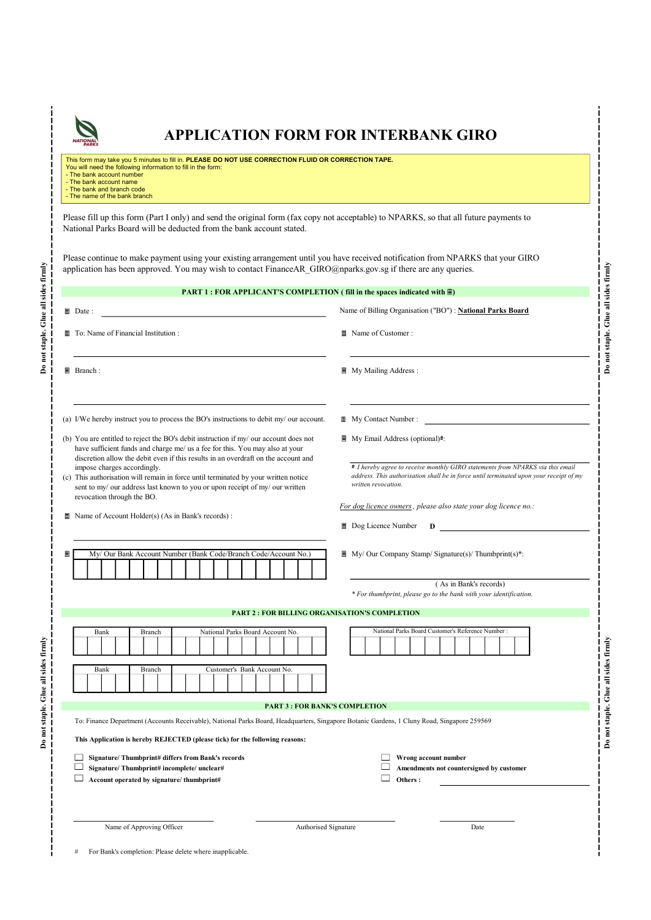# APPLICATION FORM FOR INTERBANK GIRO

This form may take you 5 minutes to fill in. **PLEASE DO NOT USE CORRECTION FLUID OR CORRECTION TAPE.**
You will need the following information to fill in the form:
- The bank account number
- The bank account name
- The bank and branch code
- The name of the bank branch

Please fill up this form (Part I only) and send the original form (fax copy not acceptable) to NPARKS, so that all future payments to National Parks Board will be deducted from the bank account stated.

Please continue to make payment using your existing arrangement until you have received notification from NPARKS that your GIRO application has been approved. You may wish to contact FinanceAR_GIRO@nparks.gov.sg if there are any queries.

## PART 1 : FOR APPLICANT'S COMPLETION ( fill in the spaces indicated with ▦)

▦ Date : ______________________

▦ To: Name of Financial Institution : ______________________

▦ Branch : ______________________

(a) I/We hereby instruct you to process the BO's instructions to debit my/ our account.

(b) You are entitled to reject the BO's debit instruction if my/ our account does not have sufficient funds and charge me/ us a fee for this. You may also at your discretion allow the debit even if this results in an overdraft on the account and impose charges accordingly.

(c) This authorisation will remain in force until terminated by your written notice sent to my/ our address last known to you or upon receipt of my/ our written revocation through the BO.

▦ Name of Account Holder(s) (As in Bank's records) : ______________________

▦ My/ Our Bank Account Number (Bank Code/Branch Code/Account No.)

| | | | | | | | | | | | | | | | | | |
|---|---|---|---|---|---|---|---|---|---|---|---|---|---|---|---|---|---|
| | | | | | | | | | | | | | | | | | |

Name of Billing Organisation ("BO") : **National Parks Board**

▦ Name of Customer : ______________________

▦ My Mailing Address : ______________________

▦ My Contact Number : ______________________

▦ My Email Address (optional)#: ______________________

*# I hereby agree to receive monthly GIRO statements from NPARKS via this email address. This authorisation shall be in force until terminated upon your receipt of my written revocation.*

*For dog licence owners, please also state your dog licence no.:*

▦ Dog Licence Number **D** ______________________

▦ My/ Our Company Stamp/ Signature(s)/ Thumbprint(s)*:

______________________
( As in Bank's records)

*\* For thumbprint, please go to the bank with your identification.*

## PART 2 : FOR BILLING ORGANISATION'S COMPLETION

| Bank | | | Branch | | | National Parks Board Account No. | | | | | | | | | | |
|---|---|---|---|---|---|---|---|---|---|---|---|---|---|---|---|---|
| | | | | | | | | | | | | | | | | |

| National Parks Board Customer's Reference Number : | | | | | | | | | | | |
|---|---|---|---|---|---|---|---|---|---|---|---|
| | | | | | | | | | | | |

| Bank | | | Branch | | | Customer's Bank Account No. | | | | | | | | | | |
|---|---|---|---|---|---|---|---|---|---|---|---|---|---|---|---|---|
| | | | | | | | | | | | | | | | | |

## PART 3 : FOR BANK'S COMPLETION

To: Finance Department (Accounts Receivable), National Parks Board, Headquarters, Singapore Botanic Gardens, 1 Cluny Road, Singapore 259569

**This Application is hereby REJECTED (please tick) for the following reasons:**

- ☐ **Signature/ Thumbprint# differs from Bank's records**
- ☐ **Signature/ Thumbprint# incomplete/ unclear#**
- ☐ **Account operated by signature/ thumbprint#**
- ☐ **Wrong account number**
- ☐ **Amendments not countersigned by customer**
- ☐ **Others :** ______________________

______________________ Name of Approving Officer

______________________ Authorised Signature

______________________ Date

\# For Bank's completion: Please delete where inapplicable.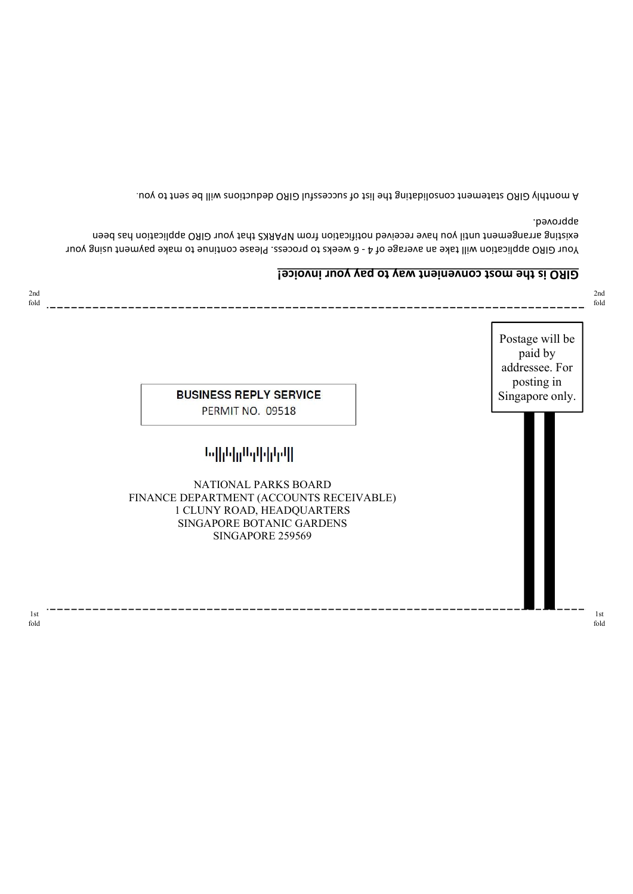**GIRO is the most convenient way to pay your invoice!**

Your GIRO application will take an average of 4 - 6 weeks to process. Please continue to make payment using your existing arrangement until you have received notification from NPARKS that your GIRO application has been approved.

A monthly GIRO statement consolidating the list of successful GIRO deductions will be sent to you.

2nd fold

Postage will be paid by addressee. For posting in Singapore only.

**BUSINESS REPLY SERVICE**
PERMIT NO. 09518

NATIONAL PARKS BOARD
FINANCE DEPARTMENT (ACCOUNTS RECEIVABLE)
1 CLUNY ROAD, HEADQUARTERS
SINGAPORE BOTANIC GARDENS
SINGAPORE 259569

1st fold